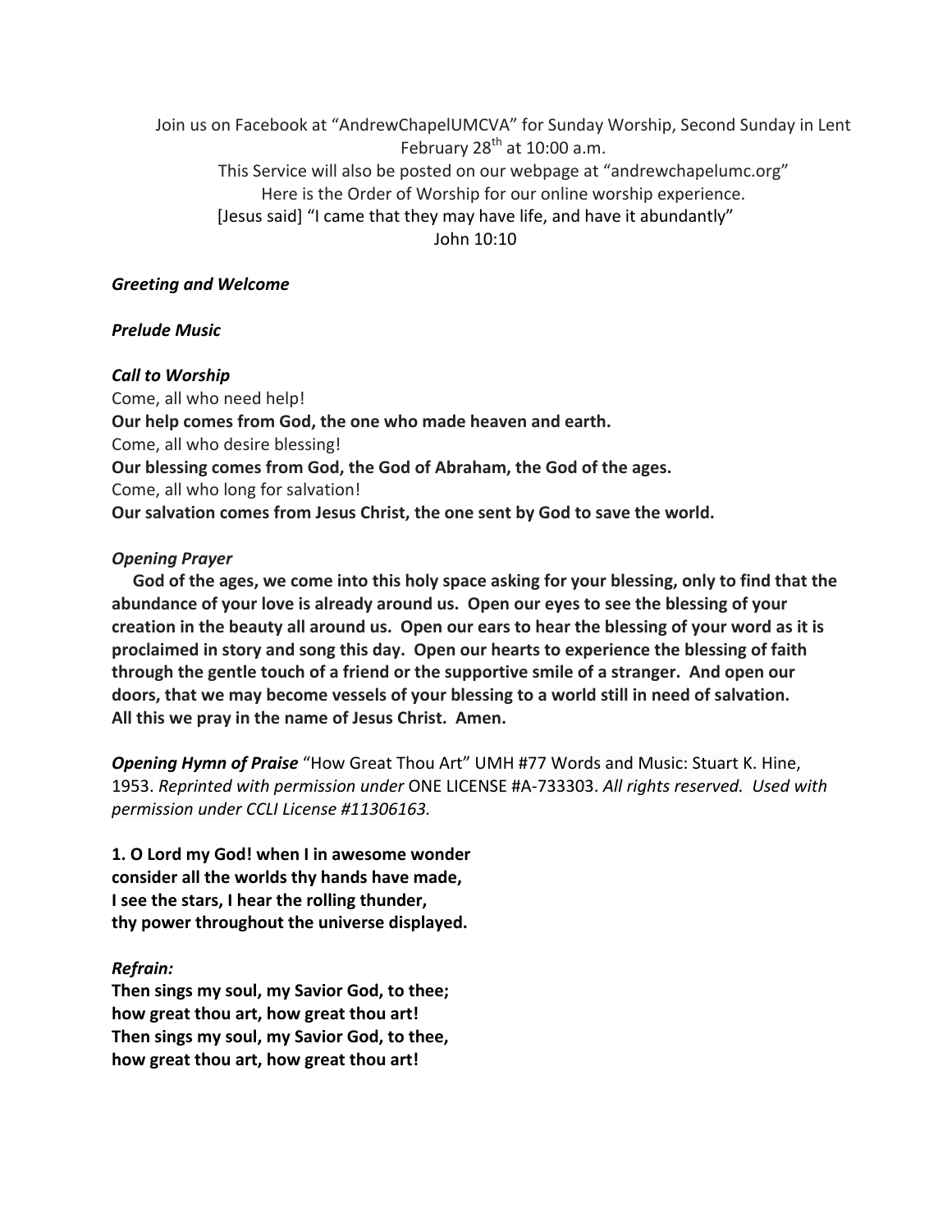Join us on Facebook at "AndrewChapelUMCVA" for Sunday Worship, Second Sunday in Lent February 28th at 10:00 a.m.
This Service will also be posted on our webpage at "andrewchapelumc.org"
Here is the Order of Worship for our online worship experience.
[Jesus said] "I came that they may have life, and have it abundantly"
John 10:10

***Greeting and Welcome***

***Prelude Music***

***Call to Worship***

Come, all who need help!
**Our help comes from God, the one who made heaven and earth.**
Come, all who desire blessing!
**Our blessing comes from God, the God of Abraham, the God of the ages.**
Come, all who long for salvation!
**Our salvation comes from Jesus Christ, the one sent by God to save the world.**

***Opening Prayer***

**God of the ages, we come into this holy space asking for your blessing, only to find that the abundance of your love is already around us. Open our eyes to see the blessing of your creation in the beauty all around us. Open our ears to hear the blessing of your word as it is proclaimed in story and song this day. Open our hearts to experience the blessing of faith through the gentle touch of a friend or the supportive smile of a stranger. And open our doors, that we may become vessels of your blessing to a world still in need of salvation. All this we pray in the name of Jesus Christ. Amen.**

***Opening Hymn of Praise*** "How Great Thou Art" UMH #77 Words and Music: Stuart K. Hine, 1953. *Reprinted with permission under* ONE LICENSE #A-733303. *All rights reserved. Used with permission under CCLI License #11306163.*

**1. O Lord my God! when I in awesome wonder**
**consider all the worlds thy hands have made,**
**I see the stars, I hear the rolling thunder,**
**thy power throughout the universe displayed.**

***Refrain:***
**Then sings my soul, my Savior God, to thee;**
**how great thou art, how great thou art!**
**Then sings my soul, my Savior God, to thee,**
**how great thou art, how great thou art!**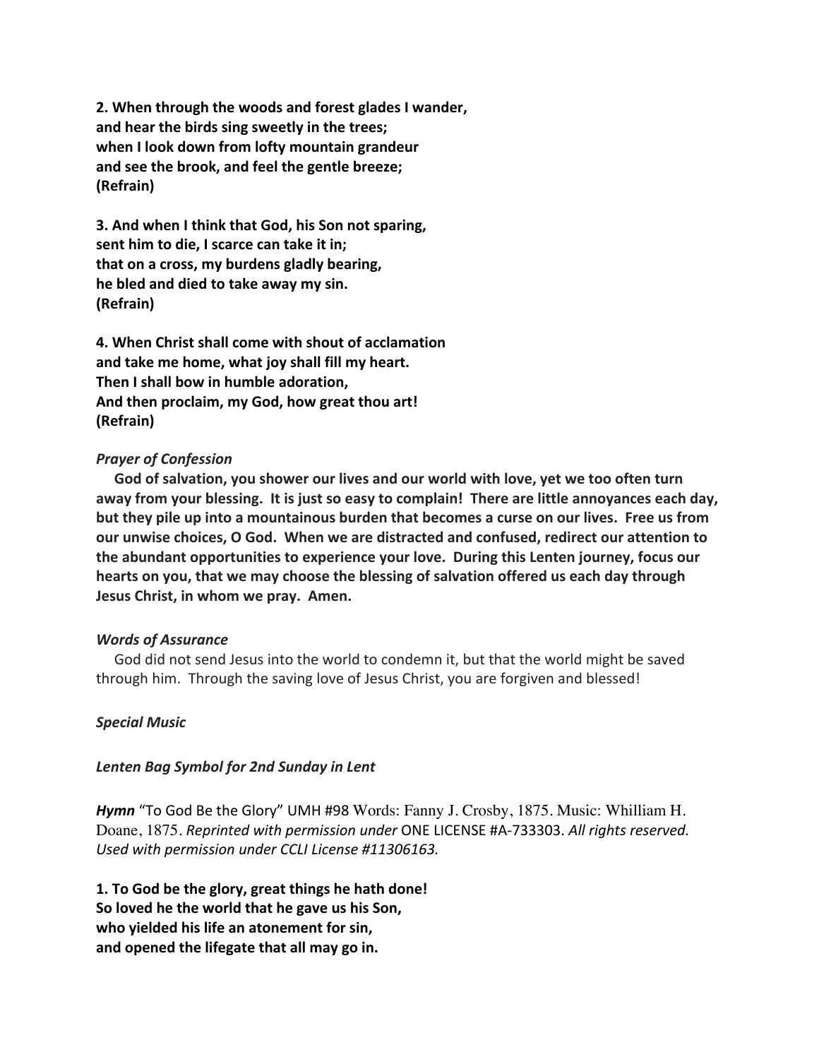**2. When through the woods and forest glades I wander,**
**and hear the birds sing sweetly in the trees;**
**when I look down from lofty mountain grandeur**
**and see the brook, and feel the gentle breeze;**
**(Refrain)**

**3. And when I think that God, his Son not sparing,**
**sent him to die, I scarce can take it in;**
**that on a cross, my burdens gladly bearing,**
**he bled and died to take away my sin.**
**(Refrain)**

**4. When Christ shall come with shout of acclamation**
**and take me home, what joy shall fill my heart.**
**Then I shall bow in humble adoration,**
**And then proclaim, my God, how great thou art!**
**(Refrain)**

*Prayer of Confession*

**God of salvation, you shower our lives and our world with love, yet we too often turn away from your blessing. It is just so easy to complain! There are little annoyances each day, but they pile up into a mountainous burden that becomes a curse on our lives. Free us from our unwise choices, O God. When we are distracted and confused, redirect our attention to the abundant opportunities to experience your love. During this Lenten journey, focus our hearts on you, that we may choose the blessing of salvation offered us each day through Jesus Christ, in whom we pray. Amen.**

*Words of Assurance*

God did not send Jesus into the world to condemn it, but that the world might be saved through him. Through the saving love of Jesus Christ, you are forgiven and blessed!

*Special Music*

*Lenten Bag Symbol for 2nd Sunday in Lent*

***Hymn*** "To God Be the Glory" UMH #98 Words: Fanny J. Crosby, 1875. Music: Whilliam H. Doane, 1875. *Reprinted with permission under* ONE LICENSE #A-733303. *All rights reserved. Used with permission under CCLI License #11306163.*

**1. To God be the glory, great things he hath done!**
**So loved he the world that he gave us his Son,**
**who yielded his life an atonement for sin,**
**and opened the lifegate that all may go in.**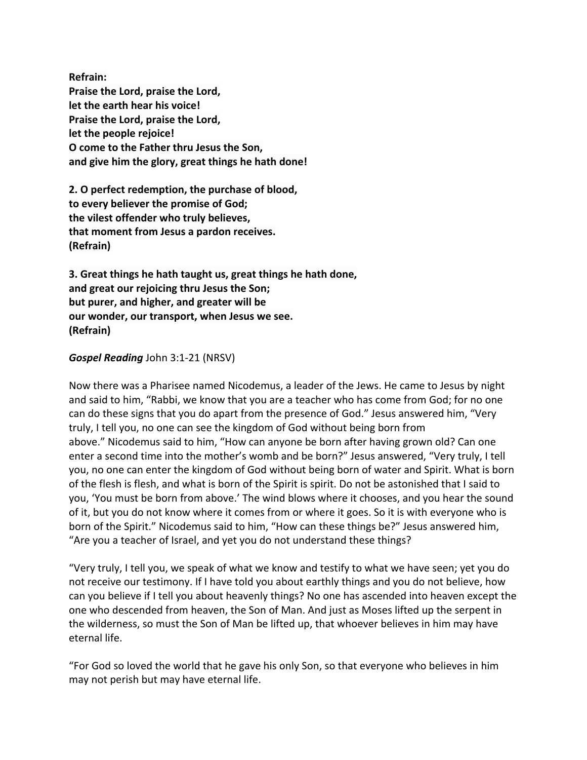**Refrain:**
**Praise the Lord, praise the Lord,**
**let the earth hear his voice!**
**Praise the Lord, praise the Lord,**
**let the people rejoice!**
**O come to the Father thru Jesus the Son,**
**and give him the glory, great things he hath done!**

**2. O perfect redemption, the purchase of blood,**
**to every believer the promise of God;**
**the vilest offender who truly believes,**
**that moment from Jesus a pardon receives.**
**(Refrain)**

**3. Great things he hath taught us, great things he hath done,**
**and great our rejoicing thru Jesus the Son;**
**but purer, and higher, and greater will be**
**our wonder, our transport, when Jesus we see.**
**(Refrain)**

***Gospel Reading*** John 3:1-21 (NRSV)

Now there was a Pharisee named Nicodemus, a leader of the Jews. He came to Jesus by night and said to him, "Rabbi, we know that you are a teacher who has come from God; for no one can do these signs that you do apart from the presence of God." Jesus answered him, "Very truly, I tell you, no one can see the kingdom of God without being born from above." Nicodemus said to him, "How can anyone be born after having grown old? Can one enter a second time into the mother's womb and be born?" Jesus answered, "Very truly, I tell you, no one can enter the kingdom of God without being born of water and Spirit. What is born of the flesh is flesh, and what is born of the Spirit is spirit. Do not be astonished that I said to you, 'You must be born from above.' The wind blows where it chooses, and you hear the sound of it, but you do not know where it comes from or where it goes. So it is with everyone who is born of the Spirit." Nicodemus said to him, "How can these things be?" Jesus answered him, "Are you a teacher of Israel, and yet you do not understand these things?

"Very truly, I tell you, we speak of what we know and testify to what we have seen; yet you do not receive our testimony. If I have told you about earthly things and you do not believe, how can you believe if I tell you about heavenly things? No one has ascended into heaven except the one who descended from heaven, the Son of Man. And just as Moses lifted up the serpent in the wilderness, so must the Son of Man be lifted up, that whoever believes in him may have eternal life.

"For God so loved the world that he gave his only Son, so that everyone who believes in him may not perish but may have eternal life.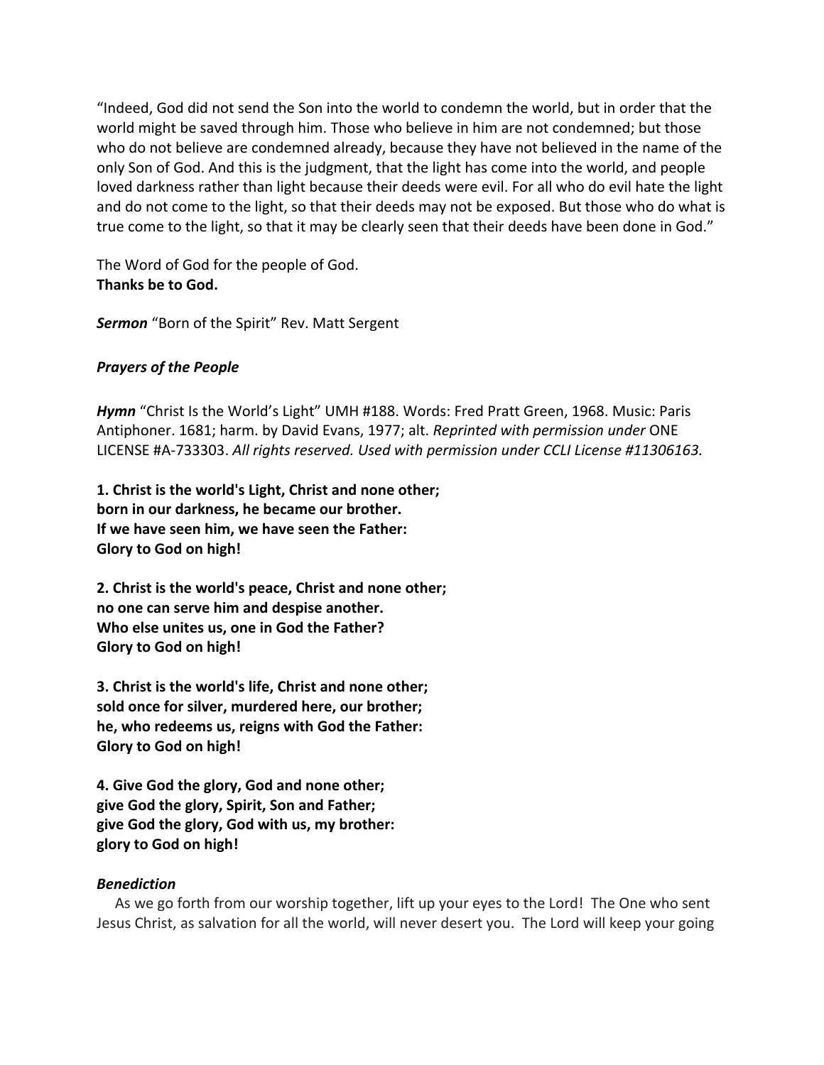"Indeed, God did not send the Son into the world to condemn the world, but in order that the world might be saved through him. Those who believe in him are not condemned; but those who do not believe are condemned already, because they have not believed in the name of the only Son of God. And this is the judgment, that the light has come into the world, and people loved darkness rather than light because their deeds were evil. For all who do evil hate the light and do not come to the light, so that their deeds may not be exposed. But those who do what is true come to the light, so that it may be clearly seen that their deeds have been done in God."

The Word of God for the people of God.
**Thanks be to God.**

***Sermon*** "Born of the Spirit" Rev. Matt Sergent

***Prayers of the People***

***Hymn*** "Christ Is the World's Light" UMH #188. Words: Fred Pratt Green, 1968. Music: Paris Antiphoner. 1681; harm. by David Evans, 1977; alt. *Reprinted with permission under* ONE LICENSE #A-733303. *All rights reserved. Used with permission under CCLI License #11306163.*

**1. Christ is the world's Light, Christ and none other;**
**born in our darkness, he became our brother.**
**If we have seen him, we have seen the Father:**
**Glory to God on high!**

**2. Christ is the world's peace, Christ and none other;**
**no one can serve him and despise another.**
**Who else unites us, one in God the Father?**
**Glory to God on high!**

**3. Christ is the world's life, Christ and none other;**
**sold once for silver, murdered here, our brother;**
**he, who redeems us, reigns with God the Father:**
**Glory to God on high!**

**4. Give God the glory, God and none other;**
**give God the glory, Spirit, Son and Father;**
**give God the glory, God with us, my brother:**
**glory to God on high!**

***Benediction***

As we go forth from our worship together, lift up your eyes to the Lord! The One who sent Jesus Christ, as salvation for all the world, will never desert you. The Lord will keep your going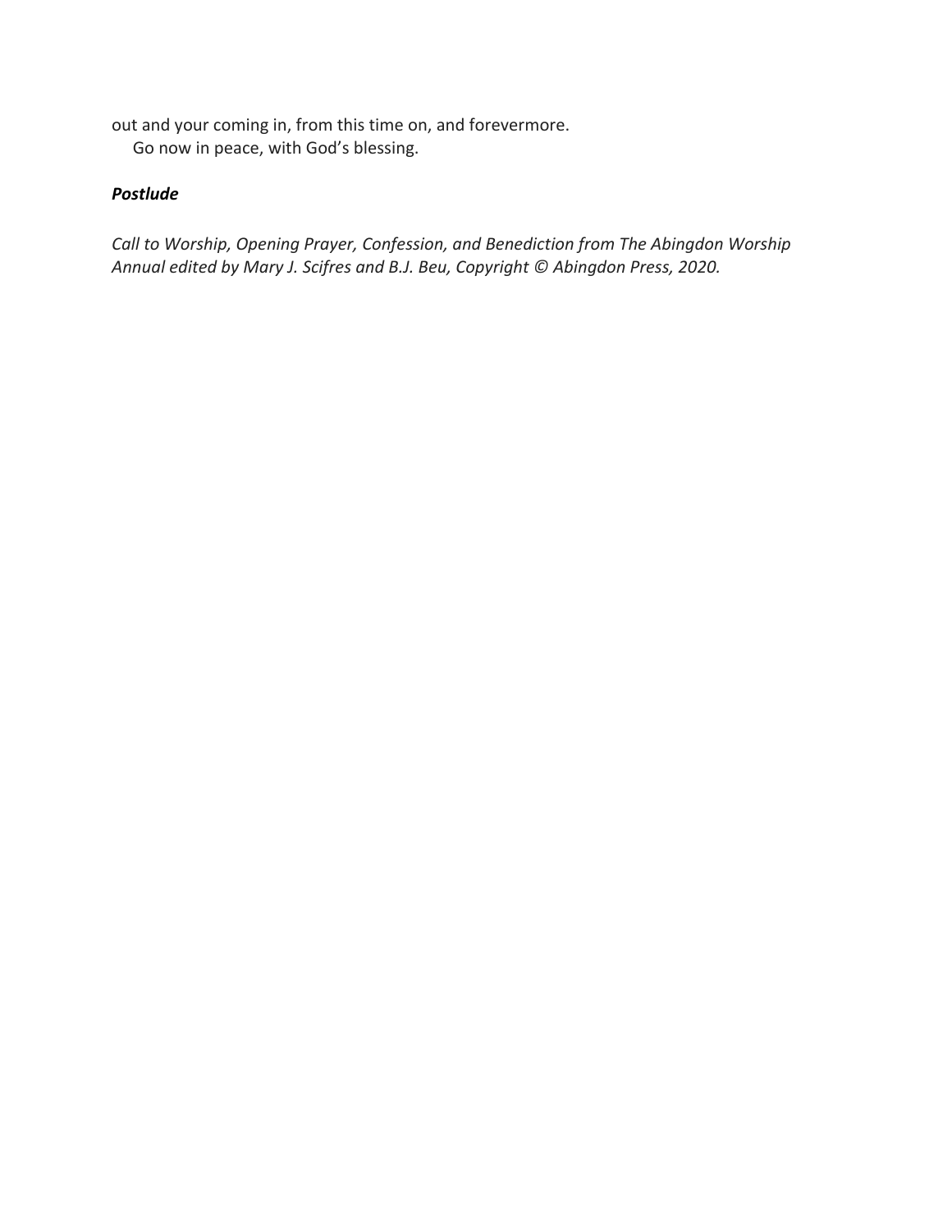out and your coming in, from this time on, and forevermore.
Go now in peace, with God's blessing.

***Postlude***

*Call to Worship, Opening Prayer, Confession, and Benediction from The Abingdon Worship Annual edited by Mary J. Scifres and B.J. Beu, Copyright © Abingdon Press, 2020.*